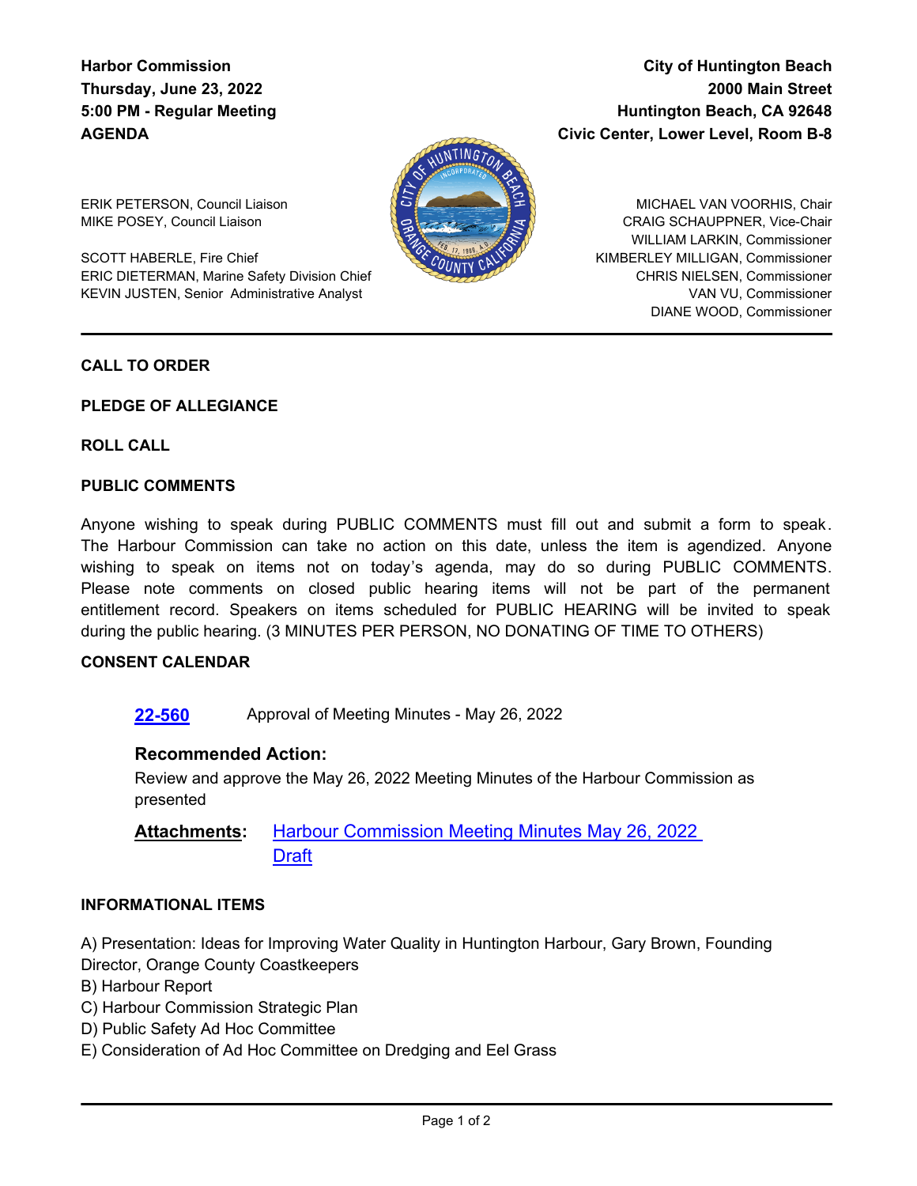**Harbor Commission**
**Thursday, June 23, 2022**
**5:00 PM - Regular Meeting**
**AGENDA**

**City of Huntington Beach**
**2000 Main Street**
**Huntington Beach, CA 92648**
**Civic Center, Lower Level, Room B-8**

ERIK PETERSON, Council Liaison
MIKE POSEY, Council Liaison

SCOTT HABERLE, Fire Chief
ERIC DIETERMAN, Marine Safety Division Chief
KEVIN JUSTEN, Senior Administrative Analyst

MICHAEL VAN VOORHIS, Chair
CRAIG SCHAUPPNER, Vice-Chair
WILLIAM LARKIN, Commissioner
KIMBERLEY MILLIGAN, Commissioner
CHRIS NIELSEN, Commissioner
VAN VU, Commissioner
DIANE WOOD, Commissioner

---

**CALL TO ORDER**

**PLEDGE OF ALLEGIANCE**

**ROLL CALL**

**PUBLIC COMMENTS**

Anyone wishing to speak during PUBLIC COMMENTS must fill out and submit a form to speak. The Harbour Commission can take no action on this date, unless the item is agendized. Anyone wishing to speak on items not on today's agenda, may do so during PUBLIC COMMENTS. Please note comments on closed public hearing items will not be part of the permanent entitlement record. Speakers on items scheduled for PUBLIC HEARING will be invited to speak during the public hearing. (3 MINUTES PER PERSON, NO DONATING OF TIME TO OTHERS)

**CONSENT CALENDAR**

**22-560** Approval of Meeting Minutes - May 26, 2022

**Recommended Action:**

Review and approve the May 26, 2022 Meeting Minutes of the Harbour Commission as presented

**Attachments:** Harbour Commission Meeting Minutes May 26, 2022 Draft

**INFORMATIONAL ITEMS**

A) Presentation: Ideas for Improving Water Quality in Huntington Harbour, Gary Brown, Founding Director, Orange County Coastkeepers
B) Harbour Report
C) Harbour Commission Strategic Plan
D) Public Safety Ad Hoc Committee
E) Consideration of Ad Hoc Committee on Dredging and Eel Grass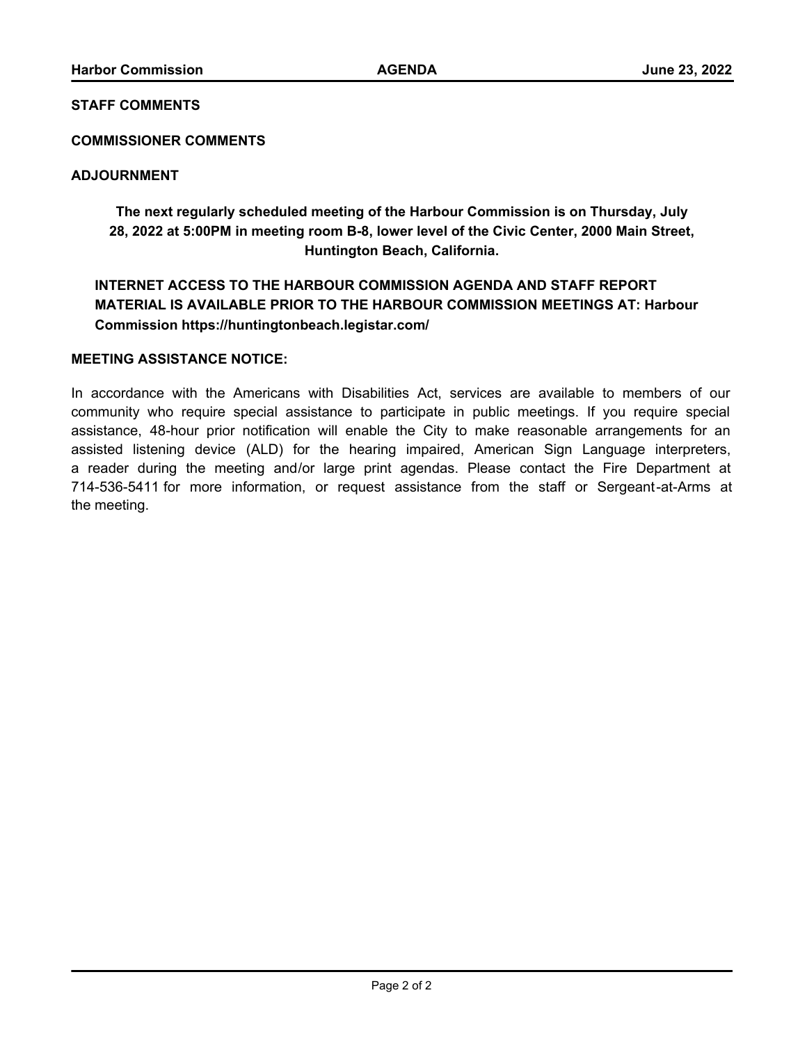**STAFF COMMENTS**

**COMMISSIONER COMMENTS**

**ADJOURNMENT**

**The next regularly scheduled meeting of the Harbour Commission is on Thursday, July 28, 2022 at 5:00PM in meeting room B-8, lower level of the Civic Center, 2000 Main Street, Huntington Beach, California.**

**INTERNET ACCESS TO THE HARBOUR COMMISSION AGENDA AND STAFF REPORT MATERIAL IS AVAILABLE PRIOR TO THE HARBOUR COMMISSION MEETINGS AT: Harbour Commission https://huntingtonbeach.legistar.com/**

**MEETING ASSISTANCE NOTICE:**

In accordance with the Americans with Disabilities Act, services are available to members of our community who require special assistance to participate in public meetings. If you require special assistance, 48-hour prior notification will enable the City to make reasonable arrangements for an assisted listening device (ALD) for the hearing impaired, American Sign Language interpreters, a reader during the meeting and/or large print agendas. Please contact the Fire Department at 714-536-5411 for more information, or request assistance from the staff or Sergeant-at-Arms at the meeting.